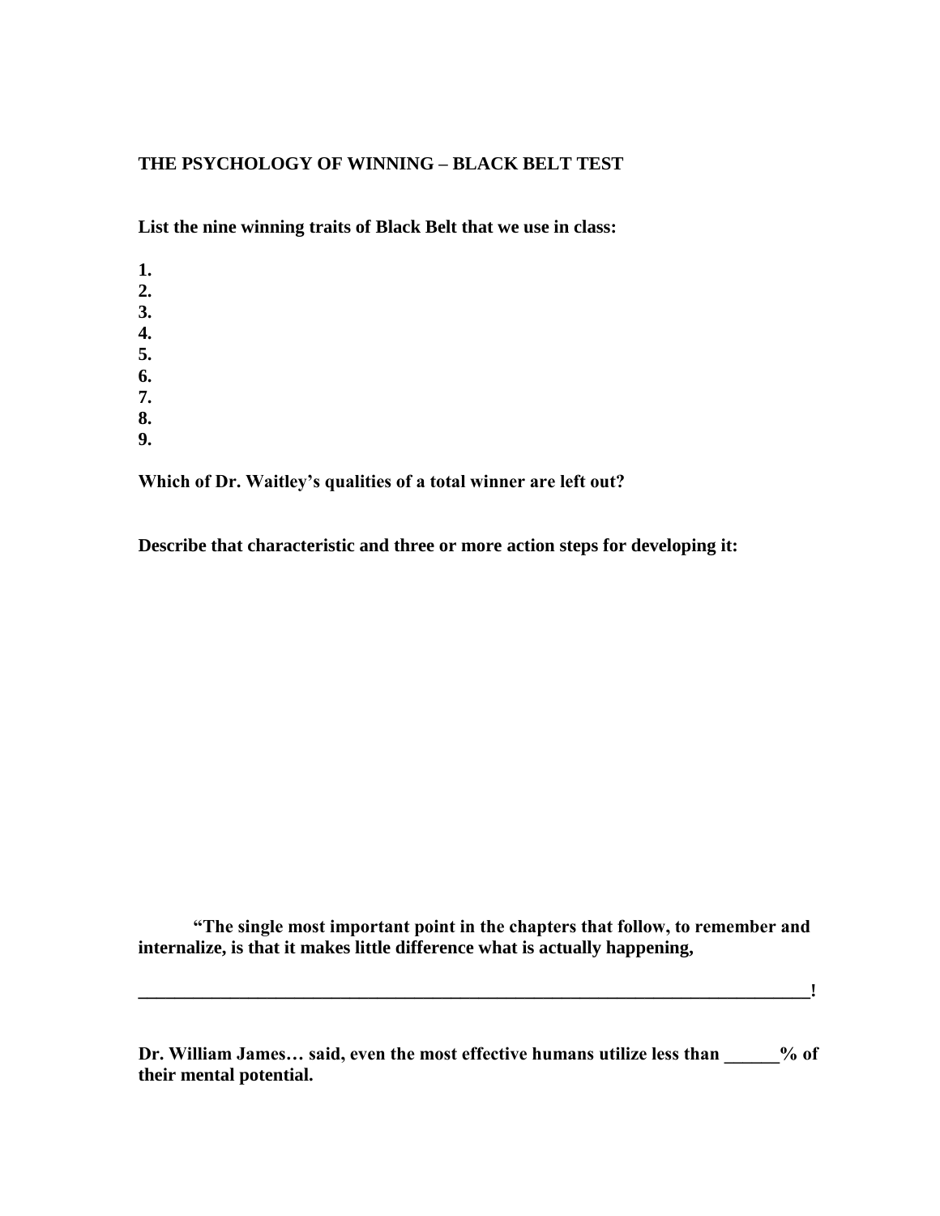**THE PSYCHOLOGY OF WINNING – BLACK BELT TEST**

**List the nine winning traits of Black Belt that we use in class:**

**1.**
**2.**
**3.**
**4.**
**5.**
**6.**
**7.**
**8.**
**9.**

**Which of Dr. Waitley's qualities of a total winner are left out?**

**Describe that characteristic and three or more action steps for developing it:**

**"The single most important point in the chapters that follow, to remember and internalize, is that it makes little difference what is actually happening,**

**_____________________________________________________________________________!**

**Dr. William James… said, even the most effective humans utilize less than ______% of their mental potential.**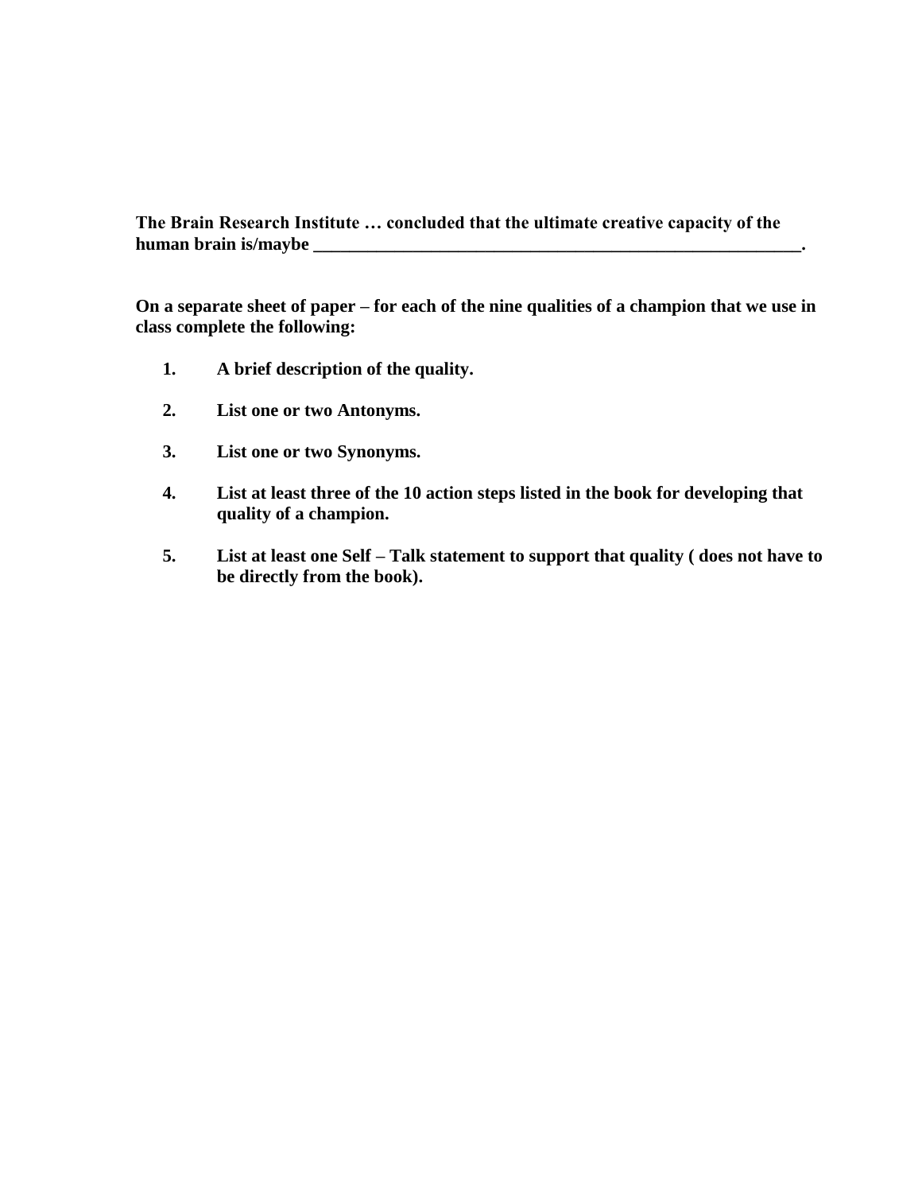**The Brain Research Institute … concluded that the ultimate creative capacity of the human brain is/maybe \_\_\_\_\_\_\_\_\_\_\_\_\_\_\_\_\_\_\_\_\_\_\_\_\_\_\_\_\_\_\_\_\_\_\_\_\_\_\_\_\_\_\_\_\_\_\_\_\_\_\_\_\_\_\_\_.**

**On a separate sheet of paper – for each of the nine qualities of a champion that we use in class complete the following:**

1. **A brief description of the quality.**
2. **List one or two Antonyms.**
3. **List one or two Synonyms.**
4. **List at least three of the 10 action steps listed in the book for developing that quality of a champion.**
5. **List at least one Self – Talk statement to support that quality ( does not have to be directly from the book).**